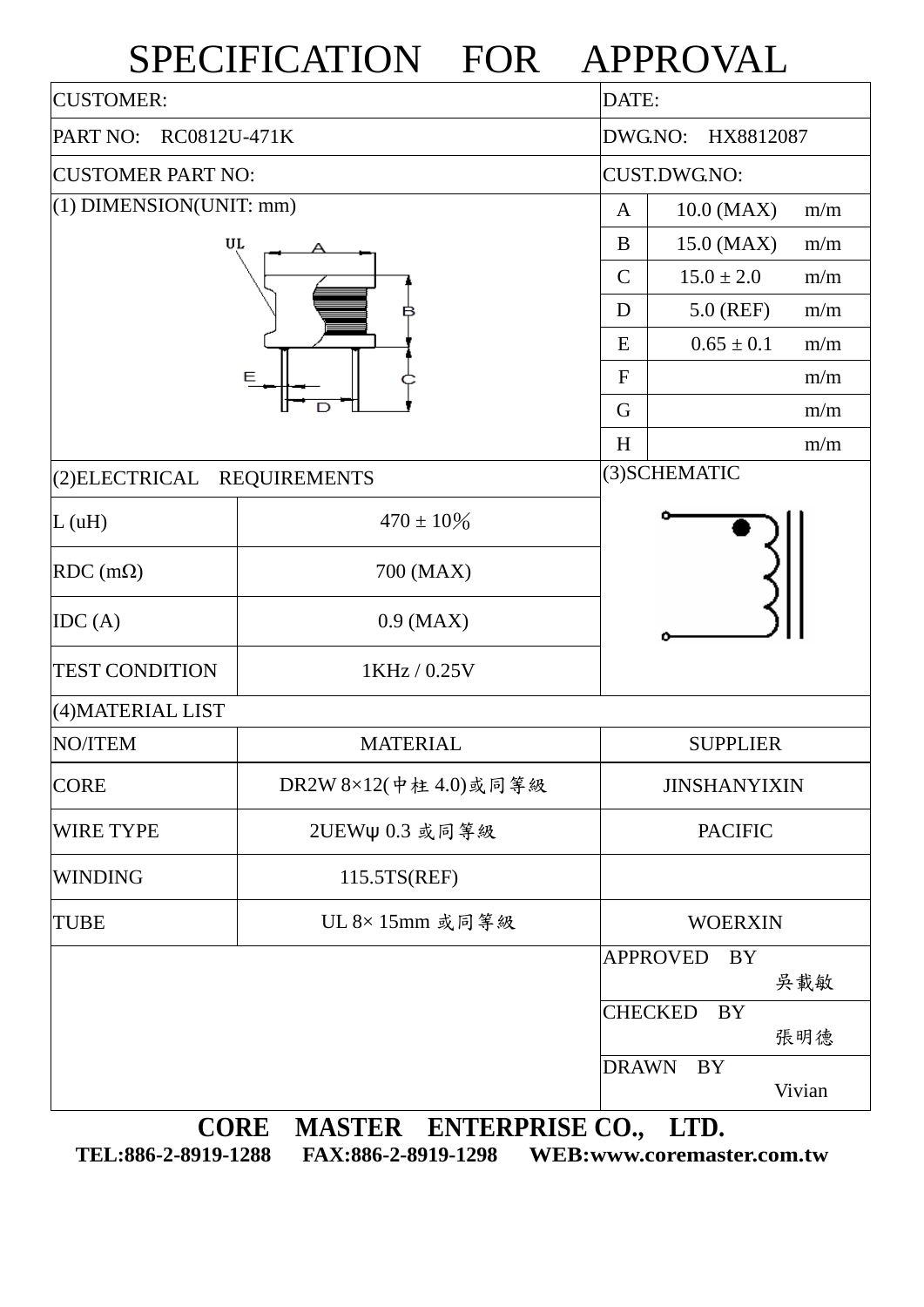# SPECIFICATION FOR APPROVAL

| CUSTOMER: | DATE: |
|---|---|
| PART NO: RC0812U-471K | DWG.NO: HX8812087 |
| CUSTOMER PART NO: | CUST.DWG.NO: |

**(1) DIMENSION(UNIT: mm)**

| | | |
|---|---|---|
| A | 10.0 (MAX) | m/m |
| B | 15.0 (MAX) | m/m |
| C | 15.0 ± 2.0 | m/m |
| D | 5.0 (REF) | m/m |
| E | 0.65 ± 0.1 | m/m |
| F | | m/m |
| G | | m/m |
| H | | m/m |

**(2)ELECTRICAL REQUIREMENTS**

| | |
|---|---|
| L (uH) | 470 ± 10% |
| RDC (mΩ) | 700 (MAX) |
| IDC (A) | 0.9 (MAX) |
| TEST CONDITION | 1KHz / 0.25V |

**(3)SCHEMATIC**

**(4)MATERIAL LIST**

| NO/ITEM | MATERIAL | SUPPLIER |
|---|---|---|
| CORE | DR2W 8×12(中柱 4.0)或同等級 | JINSHANYIXIN |
| WIRE TYPE | 2UEWψ 0.3 或同等級 | PACIFIC |
| WINDING | 115.5TS(REF) | |
| TUBE | UL 8× 15mm 或同等級 | WOERXIN |

| | |
|---|---|
| APPROVED BY | 吳載敏 |
| CHECKED BY | 張明德 |
| DRAWN BY | Vivian |

**CORE MASTER ENTERPRISE CO., LTD.**

**TEL:886-2-8919-1288 FAX:886-2-8919-1298 WEB:www.coremaster.com.tw**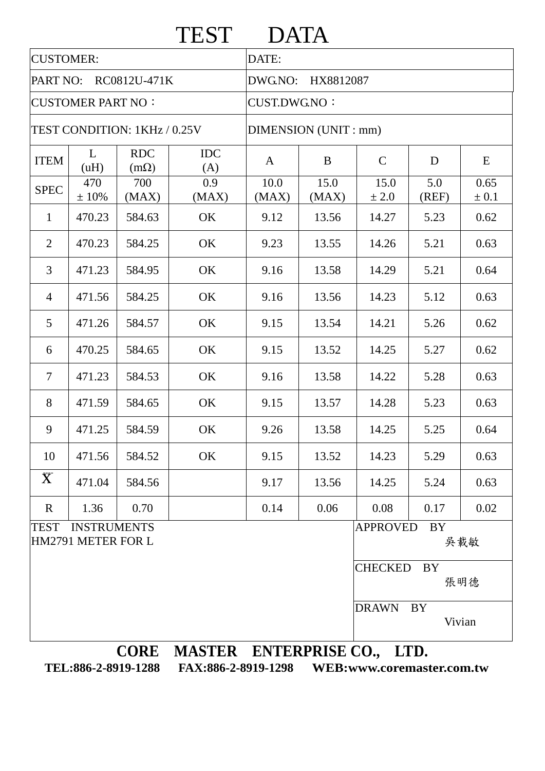# TEST DATA

| | |
|---|---|
| CUSTOMER: | DATE: |
| PART NO: RC0812U-471K | DWG.NO: HX8812087 |
| CUSTOMER PART NO： | CUST.DWG.NO： |
| TEST CONDITION: 1KHz / 0.25V | DIMENSION (UNIT : mm) |

| ITEM | L (uH) | RDC (mΩ) | IDC (A) | A | B | C | D | E |
|---|---|---|---|---|---|---|---|---|
| SPEC | 470 ± 10% | 700 (MAX) | 0.9 (MAX) | 10.0 (MAX) | 15.0 (MAX) | 15.0 ± 2.0 | 5.0 (REF) | 0.65 ± 0.1 |
| 1 | 470.23 | 584.63 | OK | 9.12 | 13.56 | 14.27 | 5.23 | 0.62 |
| 2 | 470.23 | 584.25 | OK | 9.23 | 13.55 | 14.26 | 5.21 | 0.63 |
| 3 | 471.23 | 584.95 | OK | 9.16 | 13.58 | 14.29 | 5.21 | 0.64 |
| 4 | 471.56 | 584.25 | OK | 9.16 | 13.56 | 14.23 | 5.12 | 0.63 |
| 5 | 471.26 | 584.57 | OK | 9.15 | 13.54 | 14.21 | 5.26 | 0.62 |
| 6 | 470.25 | 584.65 | OK | 9.15 | 13.52 | 14.25 | 5.27 | 0.62 |
| 7 | 471.23 | 584.53 | OK | 9.16 | 13.58 | 14.22 | 5.28 | 0.63 |
| 8 | 471.59 | 584.65 | OK | 9.15 | 13.57 | 14.28 | 5.23 | 0.63 |
| 9 | 471.25 | 584.59 | OK | 9.26 | 13.58 | 14.25 | 5.25 | 0.64 |
| 10 | 471.56 | 584.52 | OK | 9.15 | 13.52 | 14.23 | 5.29 | 0.63 |
| $\bar{X}$ | 471.04 | 584.56 | | 9.17 | 13.56 | 14.25 | 5.24 | 0.63 |
| R | 1.36 | 0.70 | | 0.14 | 0.06 | 0.08 | 0.17 | 0.02 |

| | |
|---|---|
| TEST INSTRUMENTS<br>HM2791 METER FOR L | APPROVED BY 吳載敏 |
| | CHECKED BY 張明德 |
| | DRAWN BY Vivian |

**CORE MASTER ENTERPRISE CO., LTD.**

**TEL:886-2-8919-1288 FAX:886-2-8919-1298 WEB:www.coremaster.com.tw**